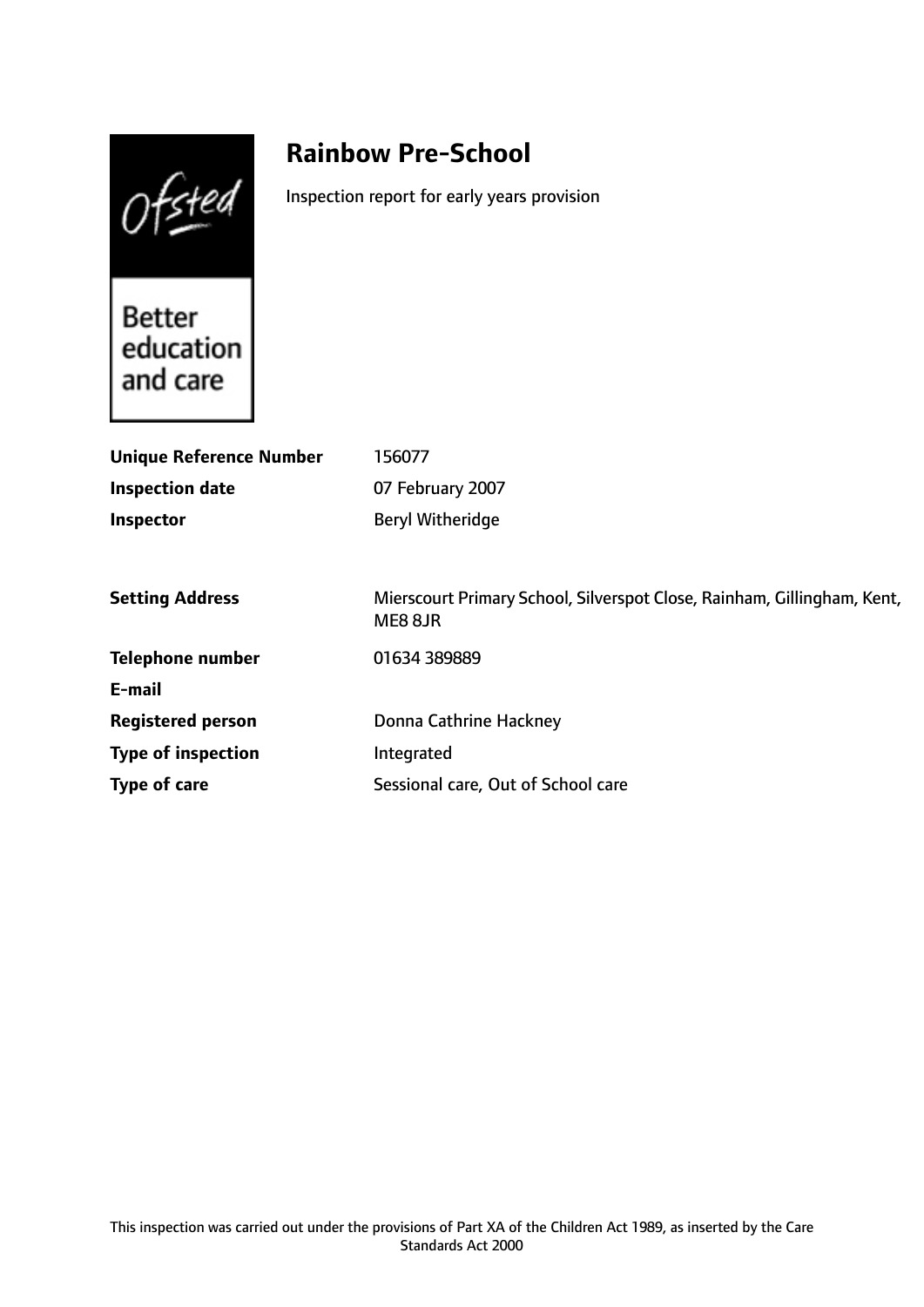Ofsted

Better education and care

# Rainbow Pre-School

Inspection report for early years provision

| | |
|---|---|
| **Unique Reference Number** | 156077 |
| **Inspection date** | 07 February 2007 |
| **Inspector** | Beryl Witheridge |
| **Setting Address** | Mierscourt Primary School, Silverspot Close, Rainham, Gillingham, Kent, ME8 8JR |
| **Telephone number** | 01634 389889 |
| **E-mail** | |
| **Registered person** | Donna Cathrine Hackney |
| **Type of inspection** | Integrated |
| **Type of care** | Sessional care, Out of School care |

This inspection was carried out under the provisions of Part XA of the Children Act 1989, as inserted by the Care Standards Act 2000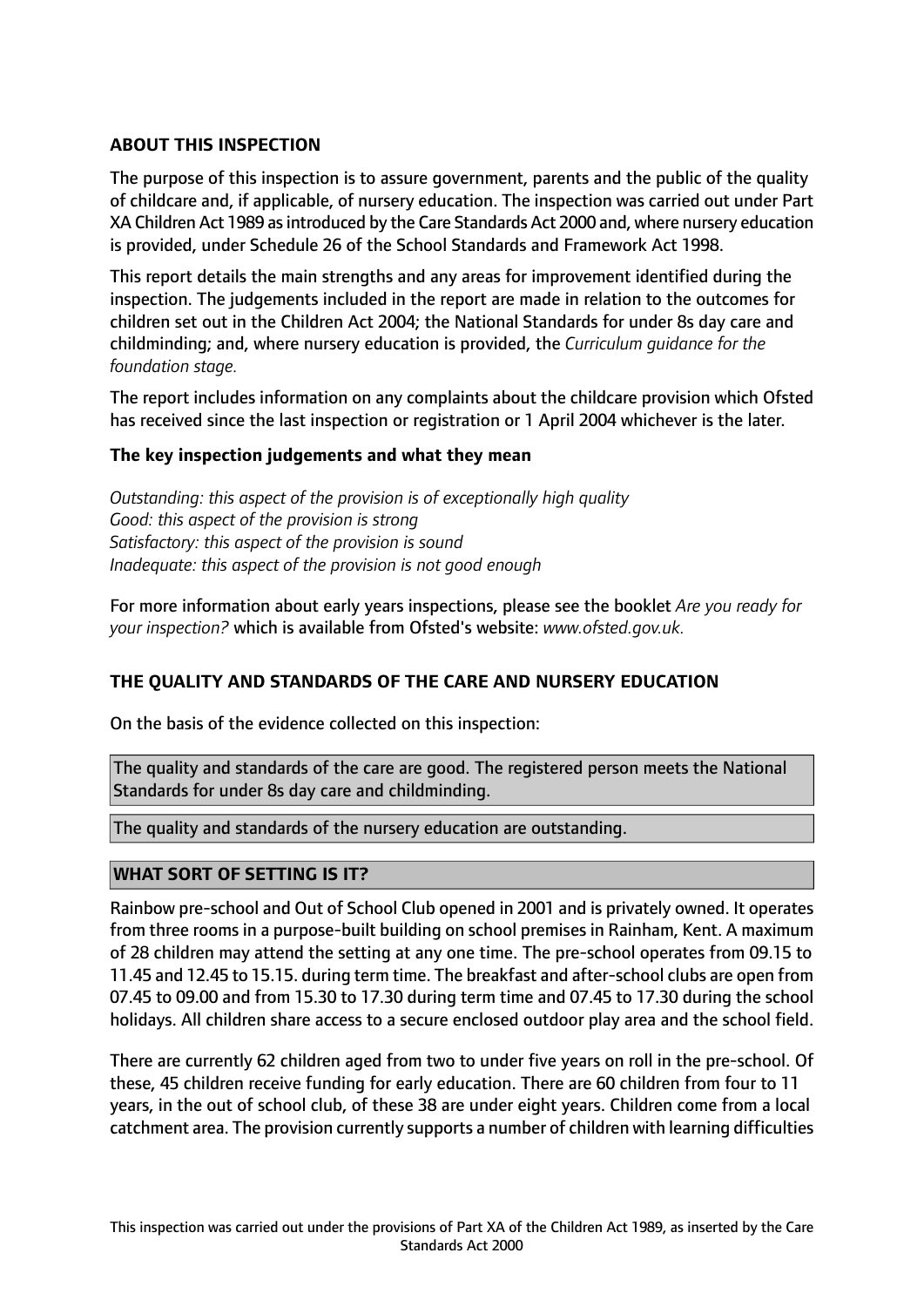**ABOUT THIS INSPECTION**

The purpose of this inspection is to assure government, parents and the public of the quality of childcare and, if applicable, of nursery education. The inspection was carried out under Part XA Children Act 1989 as introduced by the Care Standards Act 2000 and, where nursery education is provided, under Schedule 26 of the School Standards and Framework Act 1998.

This report details the main strengths and any areas for improvement identified during the inspection. The judgements included in the report are made in relation to the outcomes for children set out in the Children Act 2004; the National Standards for under 8s day care and childminding; and, where nursery education is provided, the *Curriculum guidance for the foundation stage.*

The report includes information on any complaints about the childcare provision which Ofsted has received since the last inspection or registration or 1 April 2004 whichever is the later.

**The key inspection judgements and what they mean**

*Outstanding: this aspect of the provision is of exceptionally high quality*
*Good: this aspect of the provision is strong*
*Satisfactory: this aspect of the provision is sound*
*Inadequate: this aspect of the provision is not good enough*

For more information about early years inspections, please see the booklet *Are you ready for your inspection?* which is available from Ofsted's website: *www.ofsted.gov.uk.*

**THE QUALITY AND STANDARDS OF THE CARE AND NURSERY EDUCATION**

On the basis of the evidence collected on this inspection:

The quality and standards of the care are good. The registered person meets the National Standards for under 8s day care and childminding.

The quality and standards of the nursery education are outstanding.

**WHAT SORT OF SETTING IS IT?**

Rainbow pre-school and Out of School Club opened in 2001 and is privately owned. It operates from three rooms in a purpose-built building on school premises in Rainham, Kent. A maximum of 28 children may attend the setting at any one time. The pre-school operates from 09.15 to 11.45 and 12.45 to 15.15. during term time. The breakfast and after-school clubs are open from 07.45 to 09.00 and from 15.30 to 17.30 during term time and 07.45 to 17.30 during the school holidays. All children share access to a secure enclosed outdoor play area and the school field.

There are currently 62 children aged from two to under five years on roll in the pre-school. Of these, 45 children receive funding for early education. There are 60 children from four to 11 years, in the out of school club, of these 38 are under eight years. Children come from a local catchment area. The provision currently supports a number of children with learning difficulties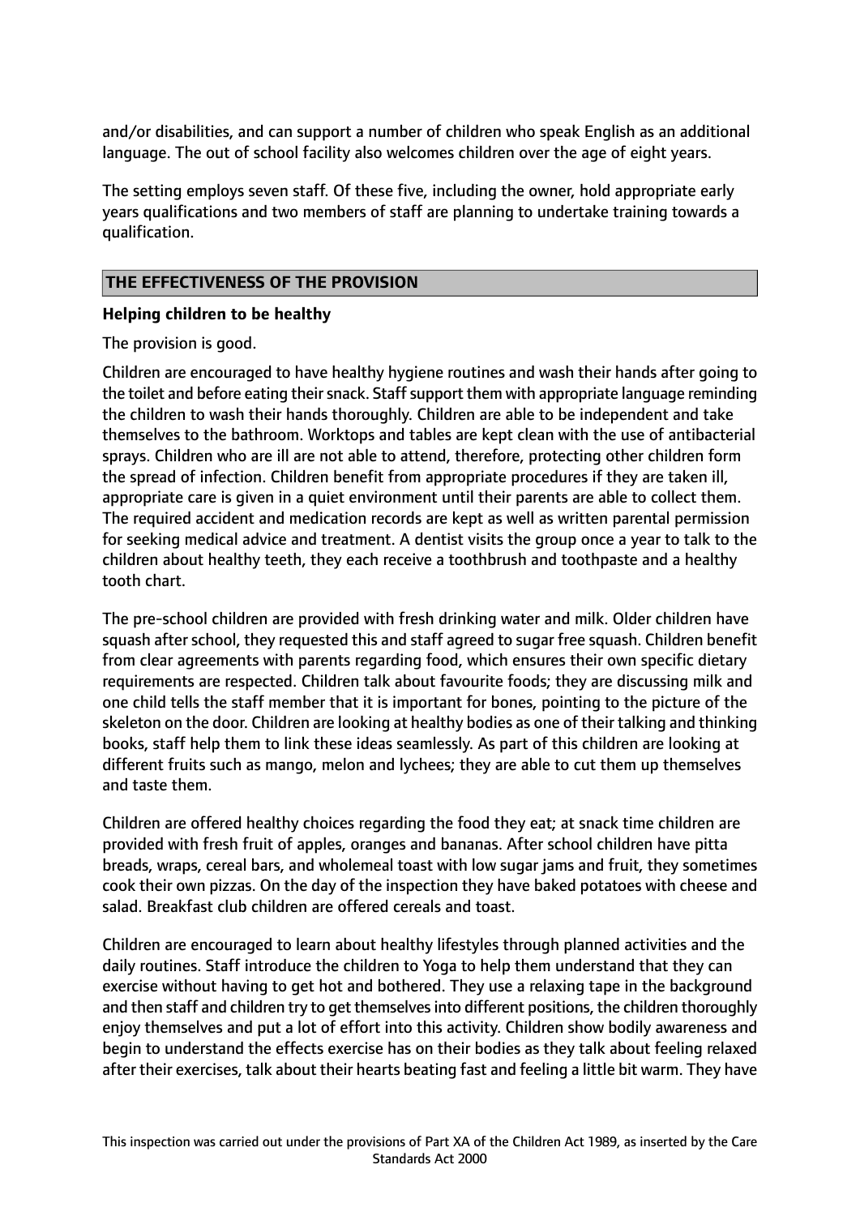and/or disabilities, and can support a number of children who speak English as an additional language. The out of school facility also welcomes children over the age of eight years.

The setting employs seven staff. Of these five, including the owner, hold appropriate early years qualifications and two members of staff are planning to undertake training towards a qualification.

## THE EFFECTIVENESS OF THE PROVISION

### Helping children to be healthy

The provision is good.

Children are encouraged to have healthy hygiene routines and wash their hands after going to the toilet and before eating their snack. Staff support them with appropriate language reminding the children to wash their hands thoroughly. Children are able to be independent and take themselves to the bathroom. Worktops and tables are kept clean with the use of antibacterial sprays. Children who are ill are not able to attend, therefore, protecting other children form the spread of infection. Children benefit from appropriate procedures if they are taken ill, appropriate care is given in a quiet environment until their parents are able to collect them. The required accident and medication records are kept as well as written parental permission for seeking medical advice and treatment. A dentist visits the group once a year to talk to the children about healthy teeth, they each receive a toothbrush and toothpaste and a healthy tooth chart.

The pre-school children are provided with fresh drinking water and milk. Older children have squash after school, they requested this and staff agreed to sugar free squash. Children benefit from clear agreements with parents regarding food, which ensures their own specific dietary requirements are respected. Children talk about favourite foods; they are discussing milk and one child tells the staff member that it is important for bones, pointing to the picture of the skeleton on the door. Children are looking at healthy bodies as one of their talking and thinking books, staff help them to link these ideas seamlessly. As part of this children are looking at different fruits such as mango, melon and lychees; they are able to cut them up themselves and taste them.

Children are offered healthy choices regarding the food they eat; at snack time children are provided with fresh fruit of apples, oranges and bananas. After school children have pitta breads, wraps, cereal bars, and wholemeal toast with low sugar jams and fruit, they sometimes cook their own pizzas. On the day of the inspection they have baked potatoes with cheese and salad. Breakfast club children are offered cereals and toast.

Children are encouraged to learn about healthy lifestyles through planned activities and the daily routines. Staff introduce the children to Yoga to help them understand that they can exercise without having to get hot and bothered. They use a relaxing tape in the background and then staff and children try to get themselves into different positions, the children thoroughly enjoy themselves and put a lot of effort into this activity. Children show bodily awareness and begin to understand the effects exercise has on their bodies as they talk about feeling relaxed after their exercises, talk about their hearts beating fast and feeling a little bit warm. They have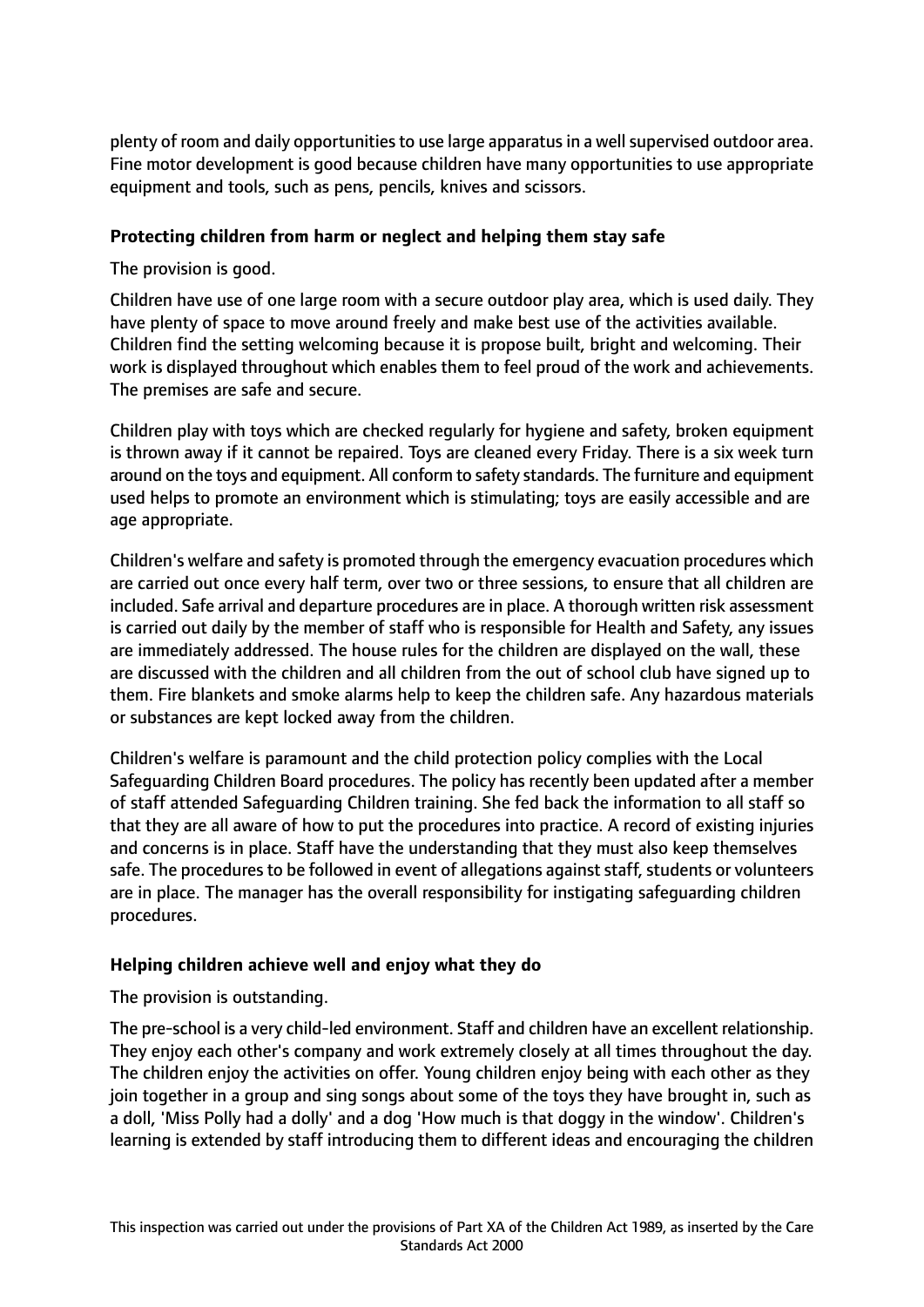plenty of room and daily opportunities to use large apparatus in a well supervised outdoor area. Fine motor development is good because children have many opportunities to use appropriate equipment and tools, such as pens, pencils, knives and scissors.

### Protecting children from harm or neglect and helping them stay safe

The provision is good.

Children have use of one large room with a secure outdoor play area, which is used daily. They have plenty of space to move around freely and make best use of the activities available. Children find the setting welcoming because it is propose built, bright and welcoming. Their work is displayed throughout which enables them to feel proud of the work and achievements. The premises are safe and secure.

Children play with toys which are checked regularly for hygiene and safety, broken equipment is thrown away if it cannot be repaired. Toys are cleaned every Friday. There is a six week turn around on the toys and equipment. All conform to safety standards. The furniture and equipment used helps to promote an environment which is stimulating; toys are easily accessible and are age appropriate.

Children's welfare and safety is promoted through the emergency evacuation procedures which are carried out once every half term, over two or three sessions, to ensure that all children are included. Safe arrival and departure procedures are in place. A thorough written risk assessment is carried out daily by the member of staff who is responsible for Health and Safety, any issues are immediately addressed. The house rules for the children are displayed on the wall, these are discussed with the children and all children from the out of school club have signed up to them. Fire blankets and smoke alarms help to keep the children safe. Any hazardous materials or substances are kept locked away from the children.

Children's welfare is paramount and the child protection policy complies with the Local Safeguarding Children Board procedures. The policy has recently been updated after a member of staff attended Safeguarding Children training. She fed back the information to all staff so that they are all aware of how to put the procedures into practice. A record of existing injuries and concerns is in place. Staff have the understanding that they must also keep themselves safe. The procedures to be followed in event of allegations against staff, students or volunteers are in place. The manager has the overall responsibility for instigating safeguarding children procedures.

### Helping children achieve well and enjoy what they do

The provision is outstanding.

The pre-school is a very child-led environment. Staff and children have an excellent relationship. They enjoy each other's company and work extremely closely at all times throughout the day. The children enjoy the activities on offer. Young children enjoy being with each other as they join together in a group and sing songs about some of the toys they have brought in, such as a doll, 'Miss Polly had a dolly' and a dog 'How much is that doggy in the window'. Children's learning is extended by staff introducing them to different ideas and encouraging the children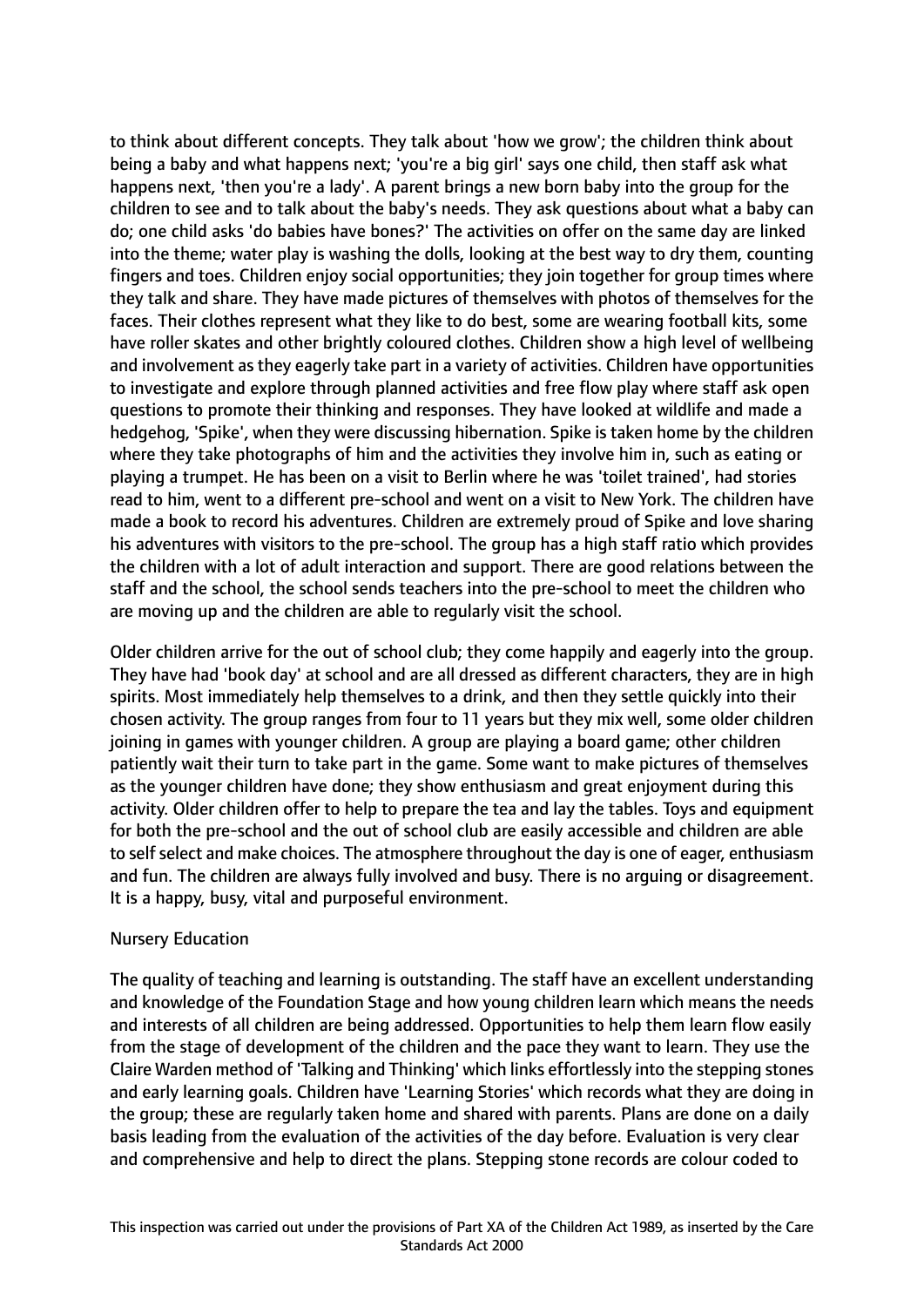to think about different concepts. They talk about 'how we grow'; the children think about being a baby and what happens next; 'you're a big girl' says one child, then staff ask what happens next, 'then you're a lady'. A parent brings a new born baby into the group for the children to see and to talk about the baby's needs. They ask questions about what a baby can do; one child asks 'do babies have bones?' The activities on offer on the same day are linked into the theme; water play is washing the dolls, looking at the best way to dry them, counting fingers and toes. Children enjoy social opportunities; they join together for group times where they talk and share. They have made pictures of themselves with photos of themselves for the faces. Their clothes represent what they like to do best, some are wearing football kits, some have roller skates and other brightly coloured clothes. Children show a high level of wellbeing and involvement as they eagerly take part in a variety of activities. Children have opportunities to investigate and explore through planned activities and free flow play where staff ask open questions to promote their thinking and responses. They have looked at wildlife and made a hedgehog, 'Spike', when they were discussing hibernation. Spike is taken home by the children where they take photographs of him and the activities they involve him in, such as eating or playing a trumpet. He has been on a visit to Berlin where he was 'toilet trained', had stories read to him, went to a different pre-school and went on a visit to New York. The children have made a book to record his adventures. Children are extremely proud of Spike and love sharing his adventures with visitors to the pre-school. The group has a high staff ratio which provides the children with a lot of adult interaction and support. There are good relations between the staff and the school, the school sends teachers into the pre-school to meet the children who are moving up and the children are able to regularly visit the school.

Older children arrive for the out of school club; they come happily and eagerly into the group. They have had 'book day' at school and are all dressed as different characters, they are in high spirits. Most immediately help themselves to a drink, and then they settle quickly into their chosen activity. The group ranges from four to 11 years but they mix well, some older children joining in games with younger children. A group are playing a board game; other children patiently wait their turn to take part in the game. Some want to make pictures of themselves as the younger children have done; they show enthusiasm and great enjoyment during this activity. Older children offer to help to prepare the tea and lay the tables. Toys and equipment for both the pre-school and the out of school club are easily accessible and children are able to self select and make choices. The atmosphere throughout the day is one of eager, enthusiasm and fun. The children are always fully involved and busy. There is no arguing or disagreement. It is a happy, busy, vital and purposeful environment.

Nursery Education

The quality of teaching and learning is outstanding. The staff have an excellent understanding and knowledge of the Foundation Stage and how young children learn which means the needs and interests of all children are being addressed. Opportunities to help them learn flow easily from the stage of development of the children and the pace they want to learn. They use the Claire Warden method of 'Talking and Thinking' which links effortlessly into the stepping stones and early learning goals. Children have 'Learning Stories' which records what they are doing in the group; these are regularly taken home and shared with parents. Plans are done on a daily basis leading from the evaluation of the activities of the day before. Evaluation is very clear and comprehensive and help to direct the plans. Stepping stone records are colour coded to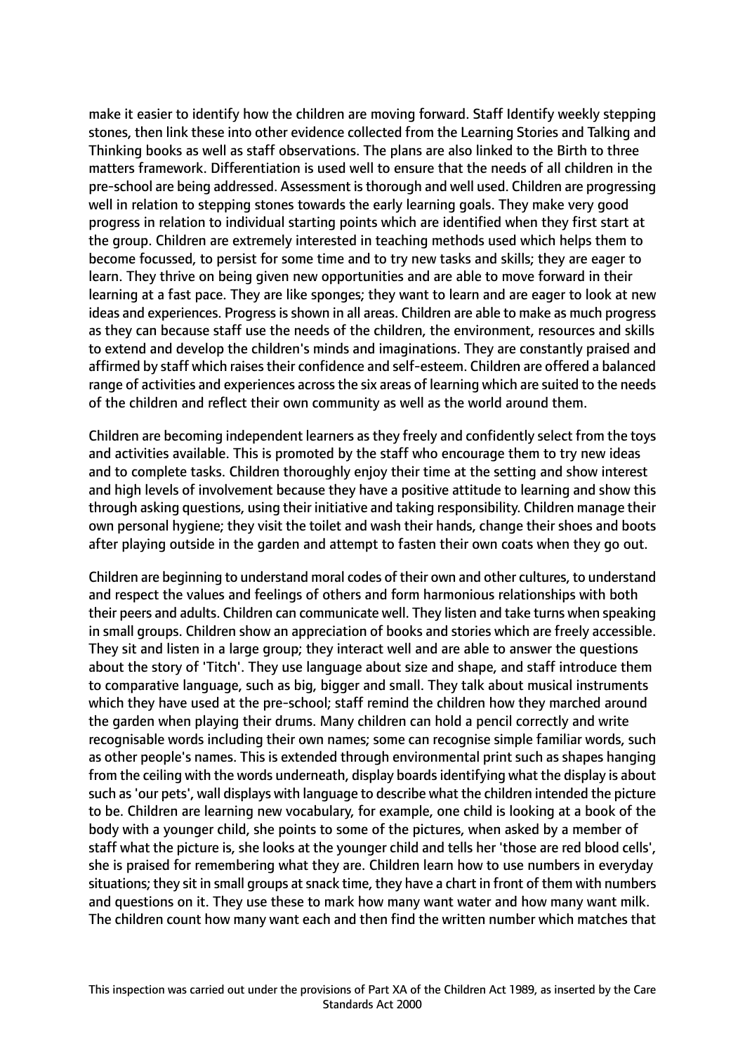make it easier to identify how the children are moving forward. Staff Identify weekly stepping stones, then link these into other evidence collected from the Learning Stories and Talking and Thinking books as well as staff observations. The plans are also linked to the Birth to three matters framework. Differentiation is used well to ensure that the needs of all children in the pre-school are being addressed. Assessment is thorough and well used. Children are progressing well in relation to stepping stones towards the early learning goals. They make very good progress in relation to individual starting points which are identified when they first start at the group. Children are extremely interested in teaching methods used which helps them to become focussed, to persist for some time and to try new tasks and skills; they are eager to learn. They thrive on being given new opportunities and are able to move forward in their learning at a fast pace. They are like sponges; they want to learn and are eager to look at new ideas and experiences. Progress is shown in all areas. Children are able to make as much progress as they can because staff use the needs of the children, the environment, resources and skills to extend and develop the children's minds and imaginations. They are constantly praised and affirmed by staff which raises their confidence and self-esteem. Children are offered a balanced range of activities and experiences across the six areas of learning which are suited to the needs of the children and reflect their own community as well as the world around them.

Children are becoming independent learners as they freely and confidently select from the toys and activities available. This is promoted by the staff who encourage them to try new ideas and to complete tasks. Children thoroughly enjoy their time at the setting and show interest and high levels of involvement because they have a positive attitude to learning and show this through asking questions, using their initiative and taking responsibility. Children manage their own personal hygiene; they visit the toilet and wash their hands, change their shoes and boots after playing outside in the garden and attempt to fasten their own coats when they go out.

Children are beginning to understand moral codes of their own and other cultures, to understand and respect the values and feelings of others and form harmonious relationships with both their peers and adults. Children can communicate well. They listen and take turns when speaking in small groups. Children show an appreciation of books and stories which are freely accessible. They sit and listen in a large group; they interact well and are able to answer the questions about the story of 'Titch'. They use language about size and shape, and staff introduce them to comparative language, such as big, bigger and small. They talk about musical instruments which they have used at the pre-school; staff remind the children how they marched around the garden when playing their drums. Many children can hold a pencil correctly and write recognisable words including their own names; some can recognise simple familiar words, such as other people's names. This is extended through environmental print such as shapes hanging from the ceiling with the words underneath, display boards identifying what the display is about such as 'our pets', wall displays with language to describe what the children intended the picture to be. Children are learning new vocabulary, for example, one child is looking at a book of the body with a younger child, she points to some of the pictures, when asked by a member of staff what the picture is, she looks at the younger child and tells her 'those are red blood cells', she is praised for remembering what they are. Children learn how to use numbers in everyday situations; they sit in small groups at snack time, they have a chart in front of them with numbers and questions on it. They use these to mark how many want water and how many want milk. The children count how many want each and then find the written number which matches that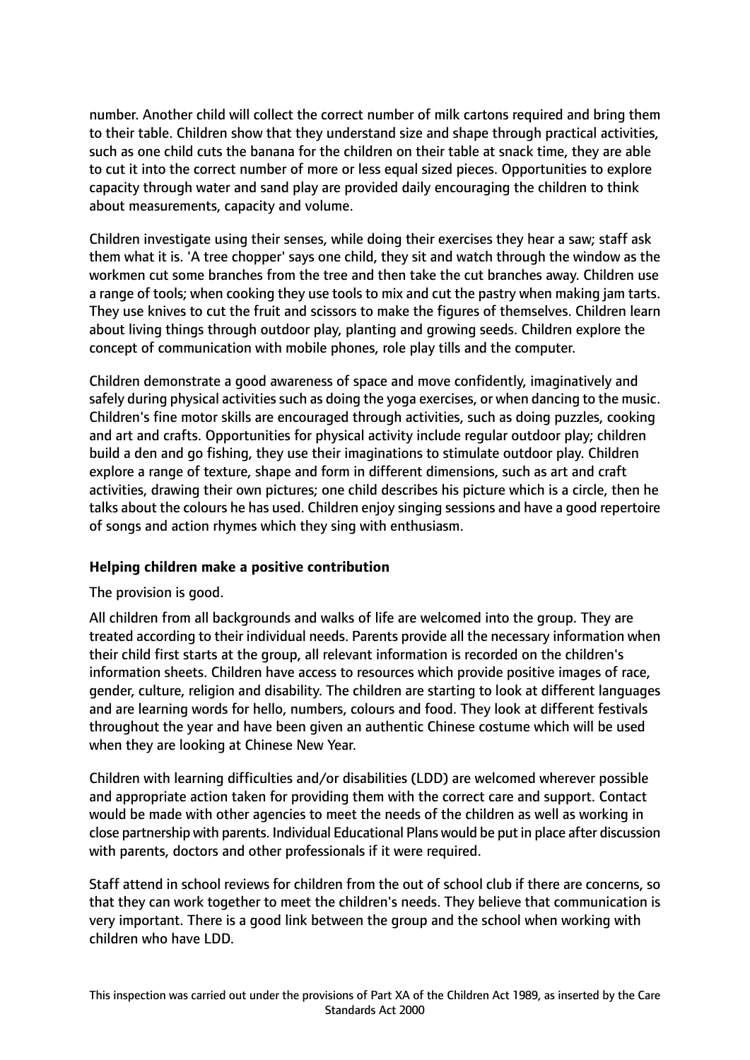number. Another child will collect the correct number of milk cartons required and bring them to their table. Children show that they understand size and shape through practical activities, such as one child cuts the banana for the children on their table at snack time, they are able to cut it into the correct number of more or less equal sized pieces. Opportunities to explore capacity through water and sand play are provided daily encouraging the children to think about measurements, capacity and volume.

Children investigate using their senses, while doing their exercises they hear a saw; staff ask them what it is. 'A tree chopper' says one child, they sit and watch through the window as the workmen cut some branches from the tree and then take the cut branches away. Children use a range of tools; when cooking they use tools to mix and cut the pastry when making jam tarts. They use knives to cut the fruit and scissors to make the figures of themselves. Children learn about living things through outdoor play, planting and growing seeds. Children explore the concept of communication with mobile phones, role play tills and the computer.

Children demonstrate a good awareness of space and move confidently, imaginatively and safely during physical activities such as doing the yoga exercises, or when dancing to the music. Children's fine motor skills are encouraged through activities, such as doing puzzles, cooking and art and crafts. Opportunities for physical activity include regular outdoor play; children build a den and go fishing, they use their imaginations to stimulate outdoor play. Children explore a range of texture, shape and form in different dimensions, such as art and craft activities, drawing their own pictures; one child describes his picture which is a circle, then he talks about the colours he has used. Children enjoy singing sessions and have a good repertoire of songs and action rhymes which they sing with enthusiasm.

## Helping children make a positive contribution

The provision is good.

All children from all backgrounds and walks of life are welcomed into the group. They are treated according to their individual needs. Parents provide all the necessary information when their child first starts at the group, all relevant information is recorded on the children's information sheets. Children have access to resources which provide positive images of race, gender, culture, religion and disability. The children are starting to look at different languages and are learning words for hello, numbers, colours and food. They look at different festivals throughout the year and have been given an authentic Chinese costume which will be used when they are looking at Chinese New Year.

Children with learning difficulties and/or disabilities (LDD) are welcomed wherever possible and appropriate action taken for providing them with the correct care and support. Contact would be made with other agencies to meet the needs of the children as well as working in close partnership with parents. Individual Educational Plans would be put in place after discussion with parents, doctors and other professionals if it were required.

Staff attend in school reviews for children from the out of school club if there are concerns, so that they can work together to meet the children's needs. They believe that communication is very important. There is a good link between the group and the school when working with children who have LDD.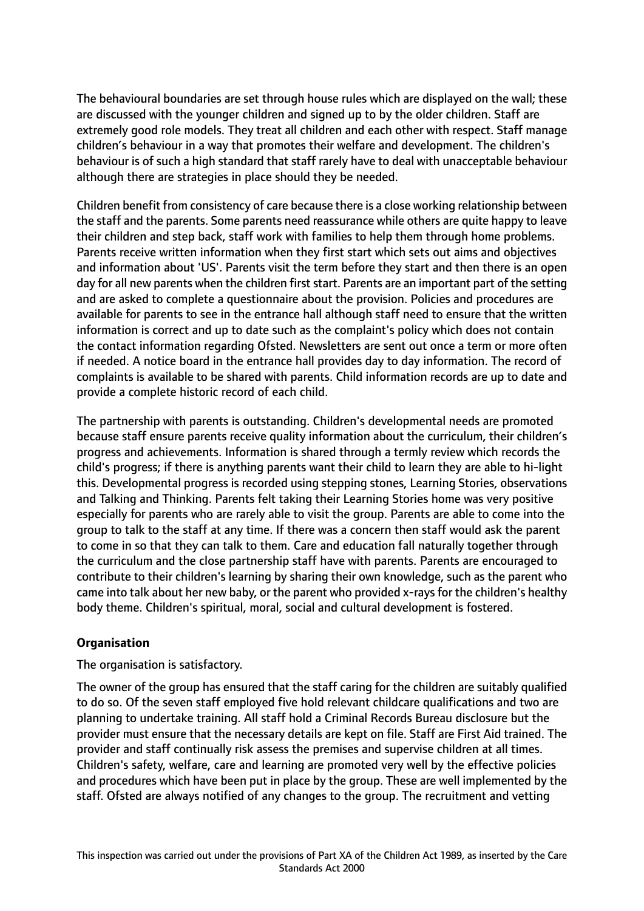The behavioural boundaries are set through house rules which are displayed on the wall; these are discussed with the younger children and signed up to by the older children. Staff are extremely good role models. They treat all children and each other with respect. Staff manage children's behaviour in a way that promotes their welfare and development. The children's behaviour is of such a high standard that staff rarely have to deal with unacceptable behaviour although there are strategies in place should they be needed.

Children benefit from consistency of care because there is a close working relationship between the staff and the parents. Some parents need reassurance while others are quite happy to leave their children and step back, staff work with families to help them through home problems. Parents receive written information when they first start which sets out aims and objectives and information about 'US'. Parents visit the term before they start and then there is an open day for all new parents when the children first start. Parents are an important part of the setting and are asked to complete a questionnaire about the provision. Policies and procedures are available for parents to see in the entrance hall although staff need to ensure that the written information is correct and up to date such as the complaint's policy which does not contain the contact information regarding Ofsted. Newsletters are sent out once a term or more often if needed. A notice board in the entrance hall provides day to day information. The record of complaints is available to be shared with parents. Child information records are up to date and provide a complete historic record of each child.

The partnership with parents is outstanding. Children's developmental needs are promoted because staff ensure parents receive quality information about the curriculum, their children's progress and achievements. Information is shared through a termly review which records the child's progress; if there is anything parents want their child to learn they are able to hi-light this. Developmental progress is recorded using stepping stones, Learning Stories, observations and Talking and Thinking. Parents felt taking their Learning Stories home was very positive especially for parents who are rarely able to visit the group. Parents are able to come into the group to talk to the staff at any time. If there was a concern then staff would ask the parent to come in so that they can talk to them. Care and education fall naturally together through the curriculum and the close partnership staff have with parents. Parents are encouraged to contribute to their children's learning by sharing their own knowledge, such as the parent who came into talk about her new baby, or the parent who provided x-rays for the children's healthy body theme. Children's spiritual, moral, social and cultural development is fostered.

**Organisation**

The organisation is satisfactory.

The owner of the group has ensured that the staff caring for the children are suitably qualified to do so. Of the seven staff employed five hold relevant childcare qualifications and two are planning to undertake training. All staff hold a Criminal Records Bureau disclosure but the provider must ensure that the necessary details are kept on file. Staff are First Aid trained. The provider and staff continually risk assess the premises and supervise children at all times. Children's safety, welfare, care and learning are promoted very well by the effective policies and procedures which have been put in place by the group. These are well implemented by the staff. Ofsted are always notified of any changes to the group. The recruitment and vetting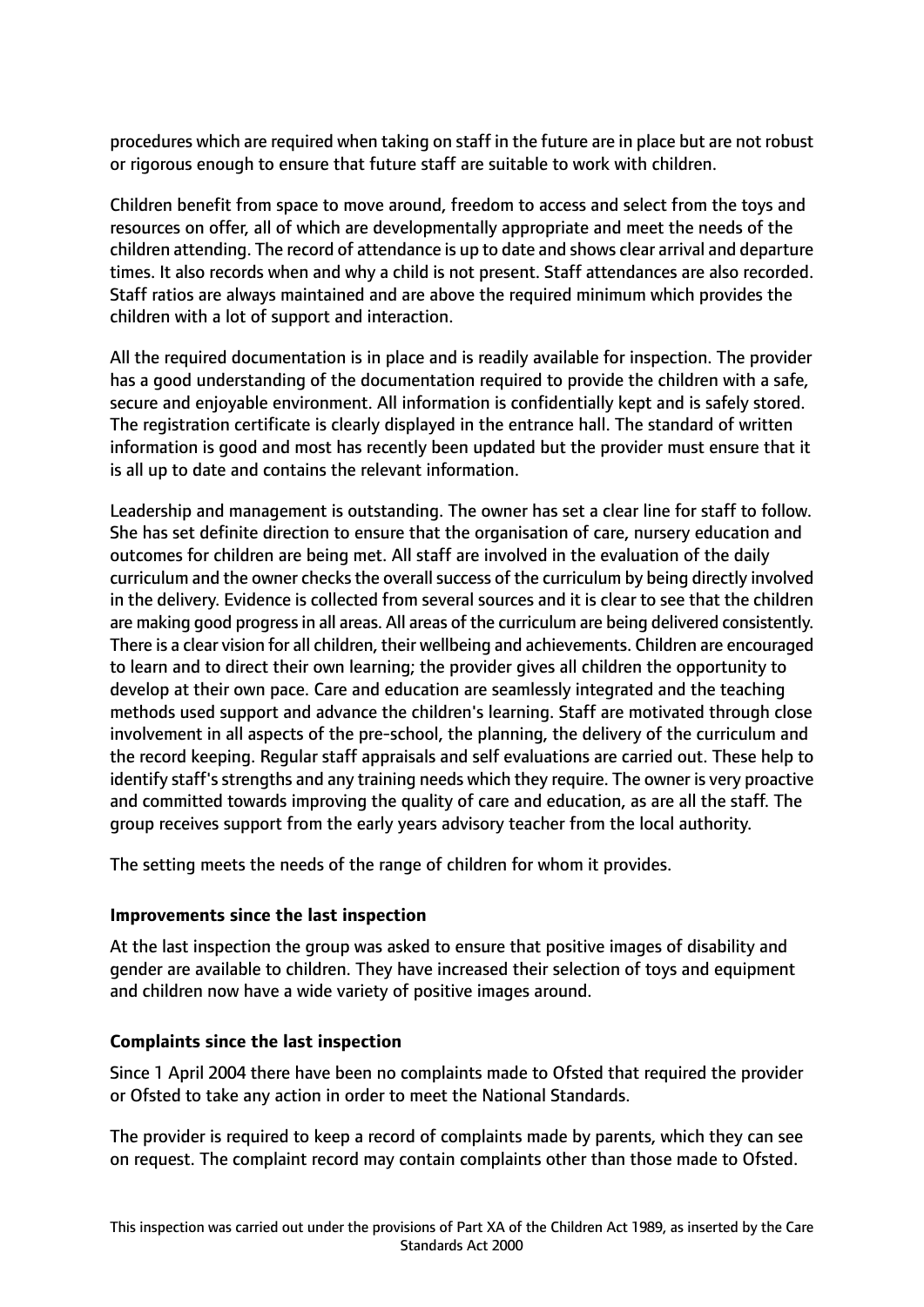procedures which are required when taking on staff in the future are in place but are not robust or rigorous enough to ensure that future staff are suitable to work with children.

Children benefit from space to move around, freedom to access and select from the toys and resources on offer, all of which are developmentally appropriate and meet the needs of the children attending. The record of attendance is up to date and shows clear arrival and departure times. It also records when and why a child is not present. Staff attendances are also recorded. Staff ratios are always maintained and are above the required minimum which provides the children with a lot of support and interaction.

All the required documentation is in place and is readily available for inspection. The provider has a good understanding of the documentation required to provide the children with a safe, secure and enjoyable environment. All information is confidentially kept and is safely stored. The registration certificate is clearly displayed in the entrance hall. The standard of written information is good and most has recently been updated but the provider must ensure that it is all up to date and contains the relevant information.

Leadership and management is outstanding. The owner has set a clear line for staff to follow. She has set definite direction to ensure that the organisation of care, nursery education and outcomes for children are being met. All staff are involved in the evaluation of the daily curriculum and the owner checks the overall success of the curriculum by being directly involved in the delivery. Evidence is collected from several sources and it is clear to see that the children are making good progress in all areas. All areas of the curriculum are being delivered consistently. There is a clear vision for all children, their wellbeing and achievements. Children are encouraged to learn and to direct their own learning; the provider gives all children the opportunity to develop at their own pace. Care and education are seamlessly integrated and the teaching methods used support and advance the children's learning. Staff are motivated through close involvement in all aspects of the pre-school, the planning, the delivery of the curriculum and the record keeping. Regular staff appraisals and self evaluations are carried out. These help to identify staff's strengths and any training needs which they require. The owner is very proactive and committed towards improving the quality of care and education, as are all the staff. The group receives support from the early years advisory teacher from the local authority.

The setting meets the needs of the range of children for whom it provides.

### Improvements since the last inspection

At the last inspection the group was asked to ensure that positive images of disability and gender are available to children. They have increased their selection of toys and equipment and children now have a wide variety of positive images around.

### Complaints since the last inspection

Since 1 April 2004 there have been no complaints made to Ofsted that required the provider or Ofsted to take any action in order to meet the National Standards.

The provider is required to keep a record of complaints made by parents, which they can see on request. The complaint record may contain complaints other than those made to Ofsted.

This inspection was carried out under the provisions of Part XA of the Children Act 1989, as inserted by the Care Standards Act 2000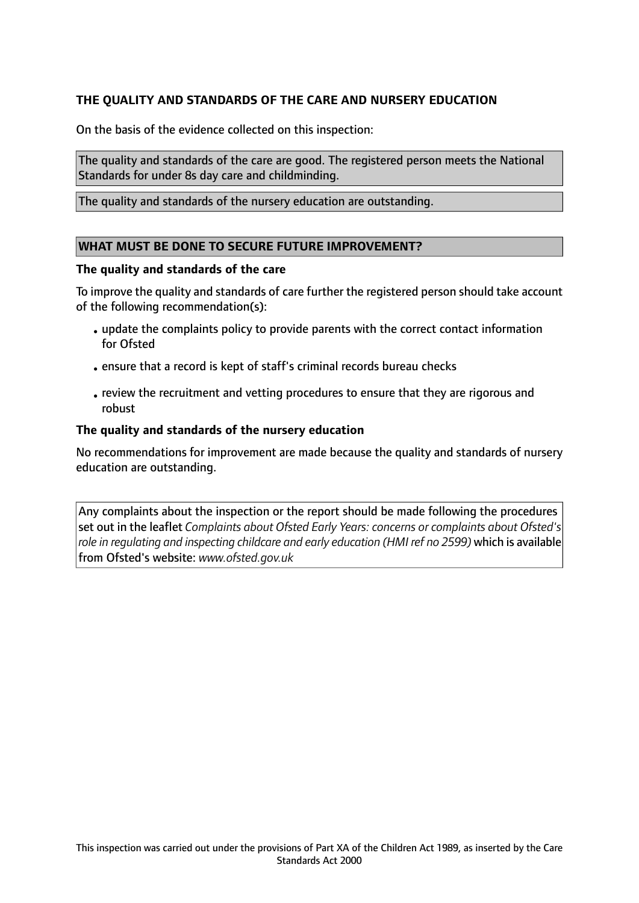## THE QUALITY AND STANDARDS OF THE CARE AND NURSERY EDUCATION

On the basis of the evidence collected on this inspection:

The quality and standards of the care are good. The registered person meets the National Standards for under 8s day care and childminding.

The quality and standards of the nursery education are outstanding.

## WHAT MUST BE DONE TO SECURE FUTURE IMPROVEMENT?

### The quality and standards of the care

To improve the quality and standards of care further the registered person should take account of the following recommendation(s):

- update the complaints policy to provide parents with the correct contact information for Ofsted
- ensure that a record is kept of staff's criminal records bureau checks
- review the recruitment and vetting procedures to ensure that they are rigorous and robust

### The quality and standards of the nursery education

No recommendations for improvement are made because the quality and standards of nursery education are outstanding.

Any complaints about the inspection or the report should be made following the procedures set out in the leaflet *Complaints about Ofsted Early Years: concerns or complaints about Ofsted's role in regulating and inspecting childcare and early education (HMI ref no 2599)* which is available from Ofsted's website: *www.ofsted.gov.uk*

This inspection was carried out under the provisions of Part XA of the Children Act 1989, as inserted by the Care Standards Act 2000